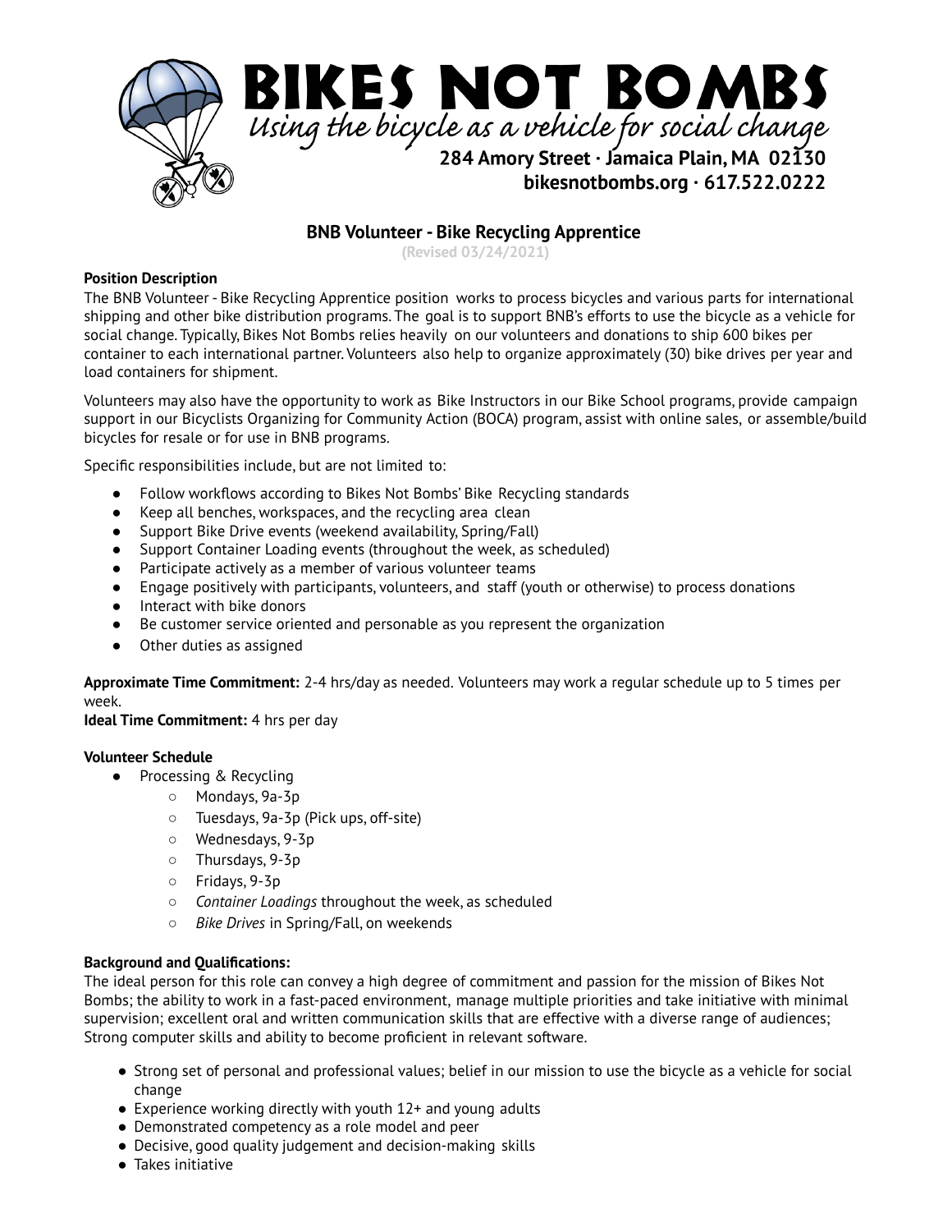# BIKES NOT BOMBS

*Using the bicycle as a vehicle for social change*

**284 Amory Street · Jamaica Plain, MA 02130**
**bikesnotbombs.org · 617.522.0222**

## BNB Volunteer - Bike Recycling Apprentice

(Revised 03/24/2021)

**Position Description**

The BNB Volunteer - Bike Recycling Apprentice position works to process bicycles and various parts for international shipping and other bike distribution programs. The goal is to support BNB's efforts to use the bicycle as a vehicle for social change. Typically, Bikes Not Bombs relies heavily on our volunteers and donations to ship 600 bikes per container to each international partner. Volunteers also help to organize approximately (30) bike drives per year and load containers for shipment.

Volunteers may also have the opportunity to work as Bike Instructors in our Bike School programs, provide campaign support in our Bicyclists Organizing for Community Action (BOCA) program, assist with online sales, or assemble/build bicycles for resale or for use in BNB programs.

Specific responsibilities include, but are not limited to:

- Follow workflows according to Bikes Not Bombs' Bike Recycling standards
- Keep all benches, workspaces, and the recycling area clean
- Support Bike Drive events (weekend availability, Spring/Fall)
- Support Container Loading events (throughout the week, as scheduled)
- Participate actively as a member of various volunteer teams
- Engage positively with participants, volunteers, and staff (youth or otherwise) to process donations
- Interact with bike donors
- Be customer service oriented and personable as you represent the organization
- Other duties as assigned

**Approximate Time Commitment:** 2-4 hrs/day as needed. Volunteers may work a regular schedule up to 5 times per week.

**Ideal Time Commitment:** 4 hrs per day

**Volunteer Schedule**

- Processing & Recycling
  - Mondays, 9a-3p
  - Tuesdays, 9a-3p (Pick ups, off-site)
  - Wednesdays, 9-3p
  - Thursdays, 9-3p
  - Fridays, 9-3p
  - *Container Loadings* throughout the week, as scheduled
  - *Bike Drives* in Spring/Fall, on weekends

**Background and Qualifications:**

The ideal person for this role can convey a high degree of commitment and passion for the mission of Bikes Not Bombs; the ability to work in a fast-paced environment, manage multiple priorities and take initiative with minimal supervision; excellent oral and written communication skills that are effective with a diverse range of audiences; Strong computer skills and ability to become proficient in relevant software.

- Strong set of personal and professional values; belief in our mission to use the bicycle as a vehicle for social change
- Experience working directly with youth 12+ and young adults
- Demonstrated competency as a role model and peer
- Decisive, good quality judgement and decision-making skills
- Takes initiative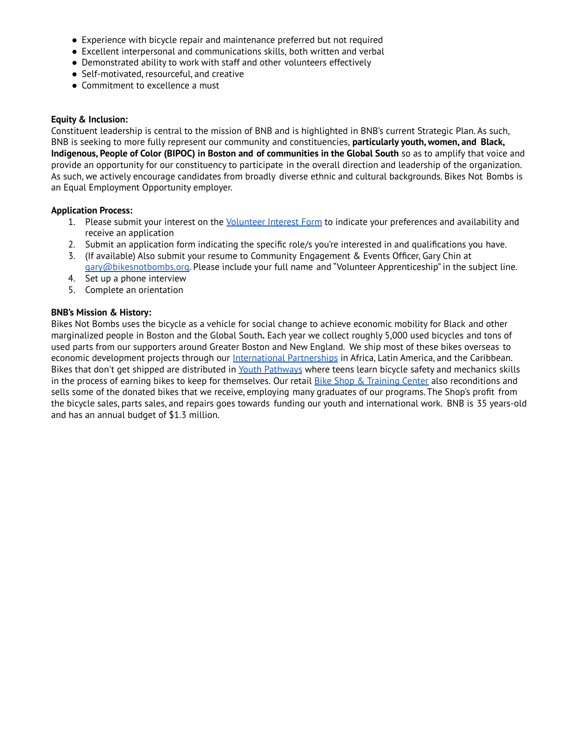- Experience with bicycle repair and maintenance preferred but not required
- Excellent interpersonal and communications skills, both written and verbal
- Demonstrated ability to work with staff and other volunteers effectively
- Self-motivated, resourceful, and creative
- Commitment to excellence a must

**Equity & Inclusion:**

Constituent leadership is central to the mission of BNB and is highlighted in BNB's current Strategic Plan. As such, BNB is seeking to more fully represent our community and constituencies, **particularly youth, women, and Black, Indigenous, People of Color (BIPOC) in Boston and of communities in the Global South** so as to amplify that voice and provide an opportunity for our constituency to participate in the overall direction and leadership of the organization. As such, we actively encourage candidates from broadly diverse ethnic and cultural backgrounds. Bikes Not Bombs is an Equal Employment Opportunity employer.

**Application Process:**

1. Please submit your interest on the Volunteer Interest Form to indicate your preferences and availability and receive an application
2. Submit an application form indicating the specific role/s you're interested in and qualifications you have.
3. (If available) Also submit your resume to Community Engagement & Events Officer, Gary Chin at gary@bikesnotbombs.org. Please include your full name and "Volunteer Apprenticeship" in the subject line.
4. Set up a phone interview
5. Complete an orientation

**BNB's Mission & History:**

Bikes Not Bombs uses the bicycle as a vehicle for social change to achieve economic mobility for Black and other marginalized people in Boston and the Global South**.** Each year we collect roughly 5,000 used bicycles and tons of used parts from our supporters around Greater Boston and New England. We ship most of these bikes overseas to economic development projects through our International Partnerships in Africa, Latin America, and the Caribbean. Bikes that don't get shipped are distributed in Youth Pathways where teens learn bicycle safety and mechanics skills in the process of earning bikes to keep for themselves. Our retail Bike Shop & Training Center also reconditions and sells some of the donated bikes that we receive, employing many graduates of our programs. The Shop's profit from the bicycle sales, parts sales, and repairs goes towards funding our youth and international work. BNB is 35 years-old and has an annual budget of $1.3 million.